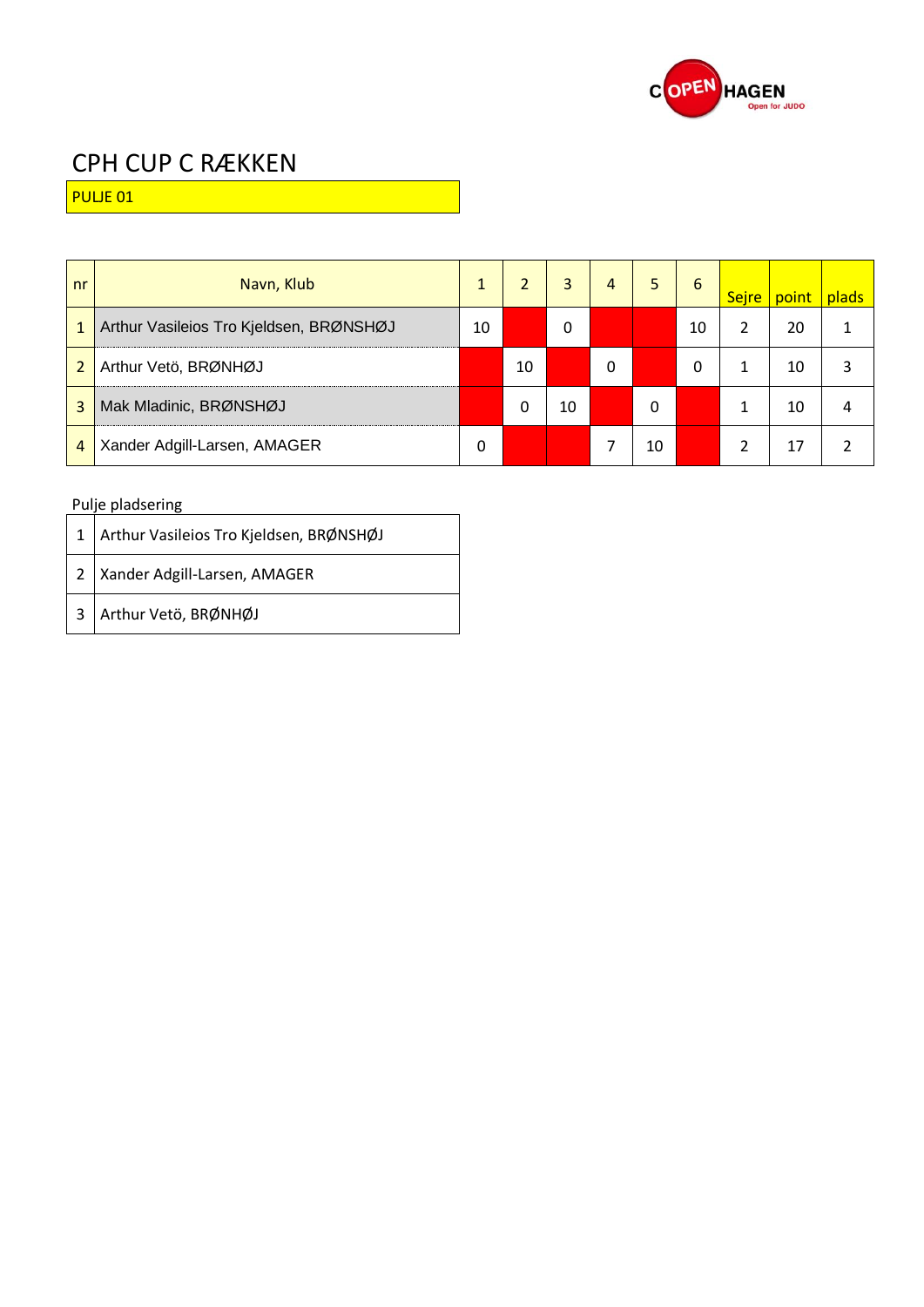COPENHAGEN Open for JUDO

# CPH CUP C RÆKKEN

PULJE 01

| nr | Navn, Klub | 1 | 2 | 3 | 4 | 5 | 6 | Sejre | point | plads |
|---|---|---|---|---|---|---|---|---|---|---|
| 1 | Arthur Vasileios Tro Kjeldsen, BRØNSHØJ | 10 | | 0 | | | 10 | 2 | 20 | 1 |
| 2 | Arthur Vetö, BRØNHØJ | | 10 | | 0 | | 0 | 1 | 10 | 3 |
| 3 | Mak Mladinic, BRØNSHØJ | | 0 | 10 | | 0 | | 1 | 10 | 4 |
| 4 | Xander Adgill-Larsen, AMAGER | 0 | | | 7 | 10 | | 2 | 17 | 2 |

Pulje pladsering

| | |
|---|---|
| 1 | Arthur Vasileios Tro Kjeldsen, BRØNSHØJ |
| 2 | Xander Adgill-Larsen, AMAGER |
| 3 | Arthur Vetö, BRØNHØJ |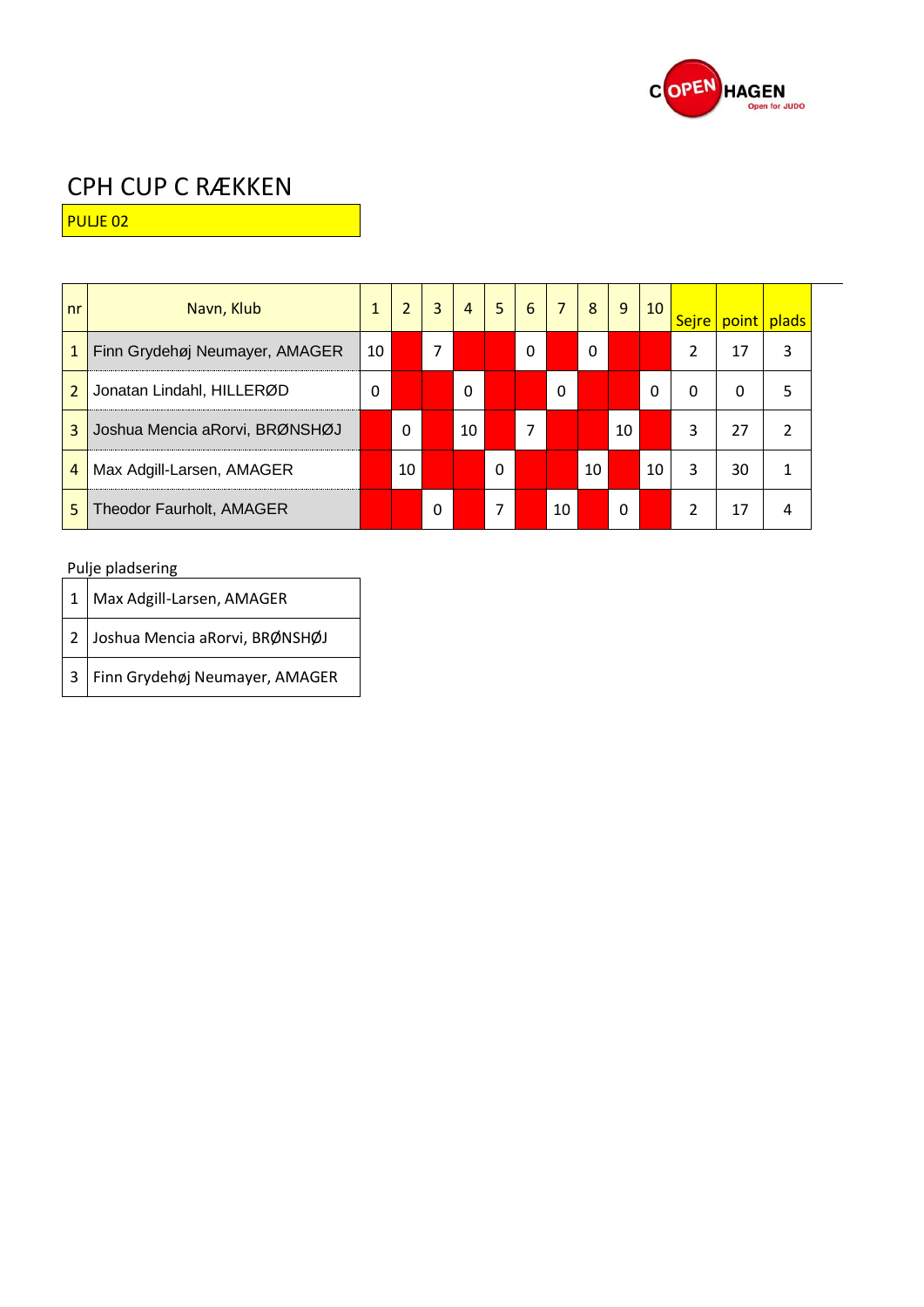# CPH CUP C RÆKKEN

PULJE 02

| nr | Navn, Klub | 1 | 2 | 3 | 4 | 5 | 6 | 7 | 8 | 9 | 10 | Sejre | point | plads |
|---|---|---|---|---|---|---|---|---|---|---|---|---|---|---|
| 1 | Finn Grydehøj Neumayer, AMAGER | 10 | | 7 | | | 0 | | 0 | | | 2 | 17 | 3 |
| 2 | Jonatan Lindahl, HILLERØD | 0 | | | 0 | | | 0 | | | 0 | 0 | 0 | 5 |
| 3 | Joshua Mencia aRorvi, BRØNSHØJ | | 0 | | 10 | | 7 | | | 10 | | 3 | 27 | 2 |
| 4 | Max Adgill-Larsen, AMAGER | | 10 | | | 0 | | | 10 | | 10 | 3 | 30 | 1 |
| 5 | Theodor Faurholt, AMAGER | | | 0 | | 7 | | 10 | | 0 | | 2 | 17 | 4 |

Pulje pladsering

| | |
|---|---|
| 1 | Max Adgill-Larsen, AMAGER |
| 2 | Joshua Mencia aRorvi, BRØNSHØJ |
| 3 | Finn Grydehøj Neumayer, AMAGER |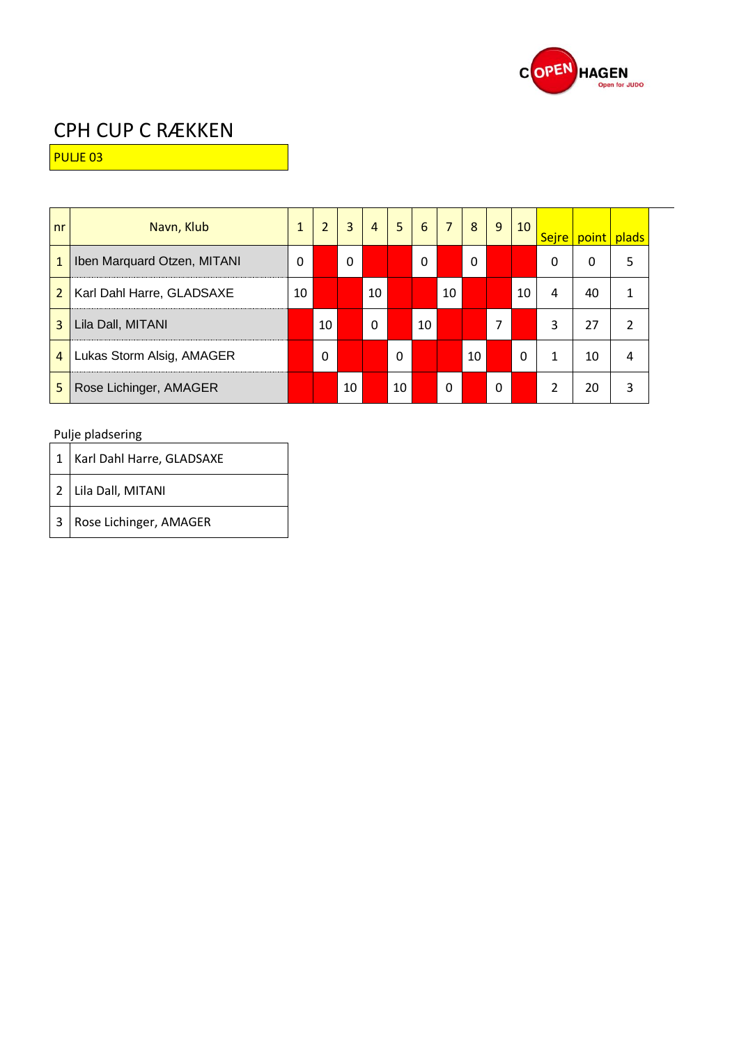# CPH CUP C RÆKKEN

PULJE 03

| nr | Navn, Klub | 1 | 2 | 3 | 4 | 5 | 6 | 7 | 8 | 9 | 10 | Sejre | point | plads |
|---|---|---|---|---|---|---|---|---|---|---|---|---|---|---|
| 1 | Iben Marquard Otzen, MITANI | 0 | | 0 | | | 0 | | 0 | | | 0 | 0 | 5 |
| 2 | Karl Dahl Harre, GLADSAXE | 10 | | | 10 | | | 10 | | | 10 | 4 | 40 | 1 |
| 3 | Lila Dall, MITANI | | 10 | | 0 | | 10 | | | 7 | | 3 | 27 | 2 |
| 4 | Lukas Storm Alsig, AMAGER | | 0 | | | 0 | | | 10 | | 0 | 1 | 10 | 4 |
| 5 | Rose Lichinger, AMAGER | | | 10 | | 10 | | 0 | | 0 | | 2 | 20 | 3 |

Pulje pladsering

| | |
|---|---|
| 1 | Karl Dahl Harre, GLADSAXE |
| 2 | Lila Dall, MITANI |
| 3 | Rose Lichinger, AMAGER |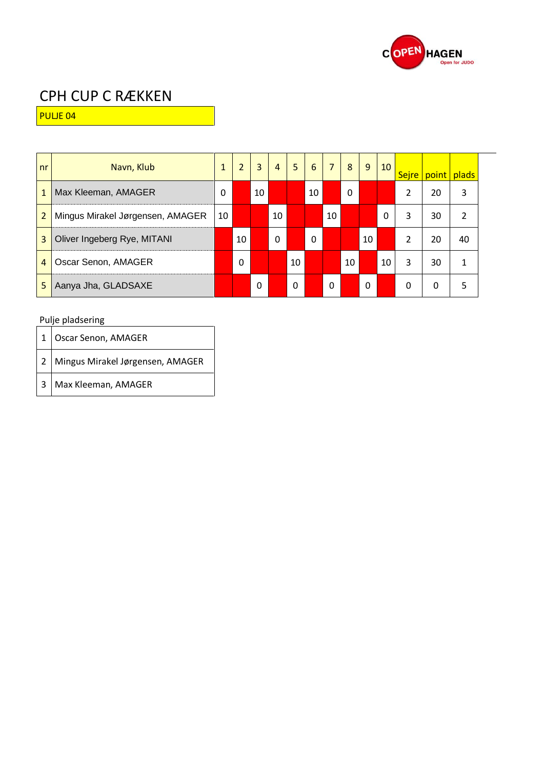# CPH CUP C RÆKKEN

PULJE 04

| nr | Navn, Klub | 1 | 2 | 3 | 4 | 5 | 6 | 7 | 8 | 9 | 10 | Sejre | point | plads |
|---|---|---|---|---|---|---|---|---|---|---|---|---|---|---|
| 1 | Max Kleeman, AMAGER | 0 | | 10 | | | 10 | | 0 | | | 2 | 20 | 3 |
| 2 | Mingus Mirakel Jørgensen, AMAGER | 10 | | | 10 | | | 10 | | | 0 | 3 | 30 | 2 |
| 3 | Oliver Ingeberg Rye, MITANI | | 10 | | 0 | | 0 | | | 10 | | 2 | 20 | 40 |
| 4 | Oscar Senon, AMAGER | | 0 | | | 10 | | | 10 | | 10 | 3 | 30 | 1 |
| 5 | Aanya Jha, GLADSAXE | | | 0 | | 0 | | 0 | | 0 | | 0 | 0 | 5 |

Pulje pladsering

| | |
|---|---|
| 1 | Oscar Senon, AMAGER |
| 2 | Mingus Mirakel Jørgensen, AMAGER |
| 3 | Max Kleeman, AMAGER |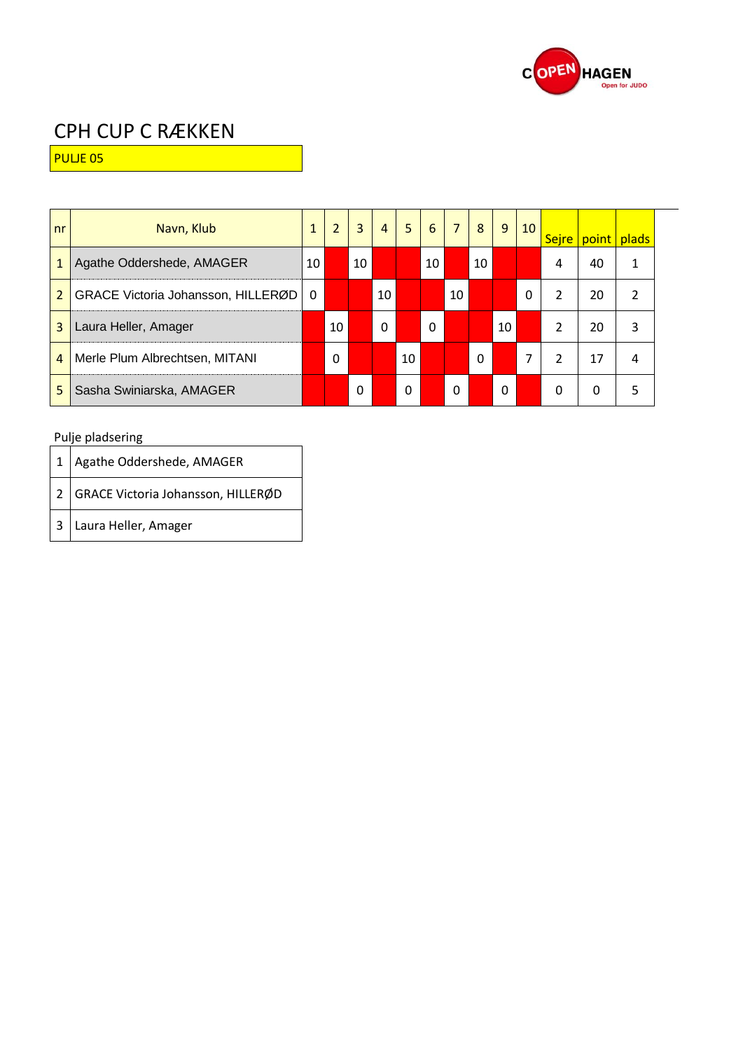# CPH CUP C RÆKKEN

PULJE 05

| nr | Navn, Klub | 1 | 2 | 3 | 4 | 5 | 6 | 7 | 8 | 9 | 10 | Sejre | point | plads |
|---|---|---|---|---|---|---|---|---|---|---|---|---|---|---|
| 1 | Agathe Oddershede, AMAGER | 10 | | 10 | | | 10 | | 10 | | | 4 | 40 | 1 |
| 2 | GRACE Victoria Johansson, HILLERØD | 0 | | | 10 | | | 10 | | | 0 | 2 | 20 | 2 |
| 3 | Laura Heller, Amager | | 10 | | 0 | | 0 | | | 10 | | 2 | 20 | 3 |
| 4 | Merle Plum Albrechtsen, MITANI | | 0 | | | 10 | | | 0 | | 7 | 2 | 17 | 4 |
| 5 | Sasha Swiniarska, AMAGER | | | 0 | | 0 | | 0 | | 0 | | 0 | 0 | 5 |

Pulje pladsering

| | |
|---|---|
| 1 | Agathe Oddershede, AMAGER |
| 2 | GRACE Victoria Johansson, HILLERØD |
| 3 | Laura Heller, Amager |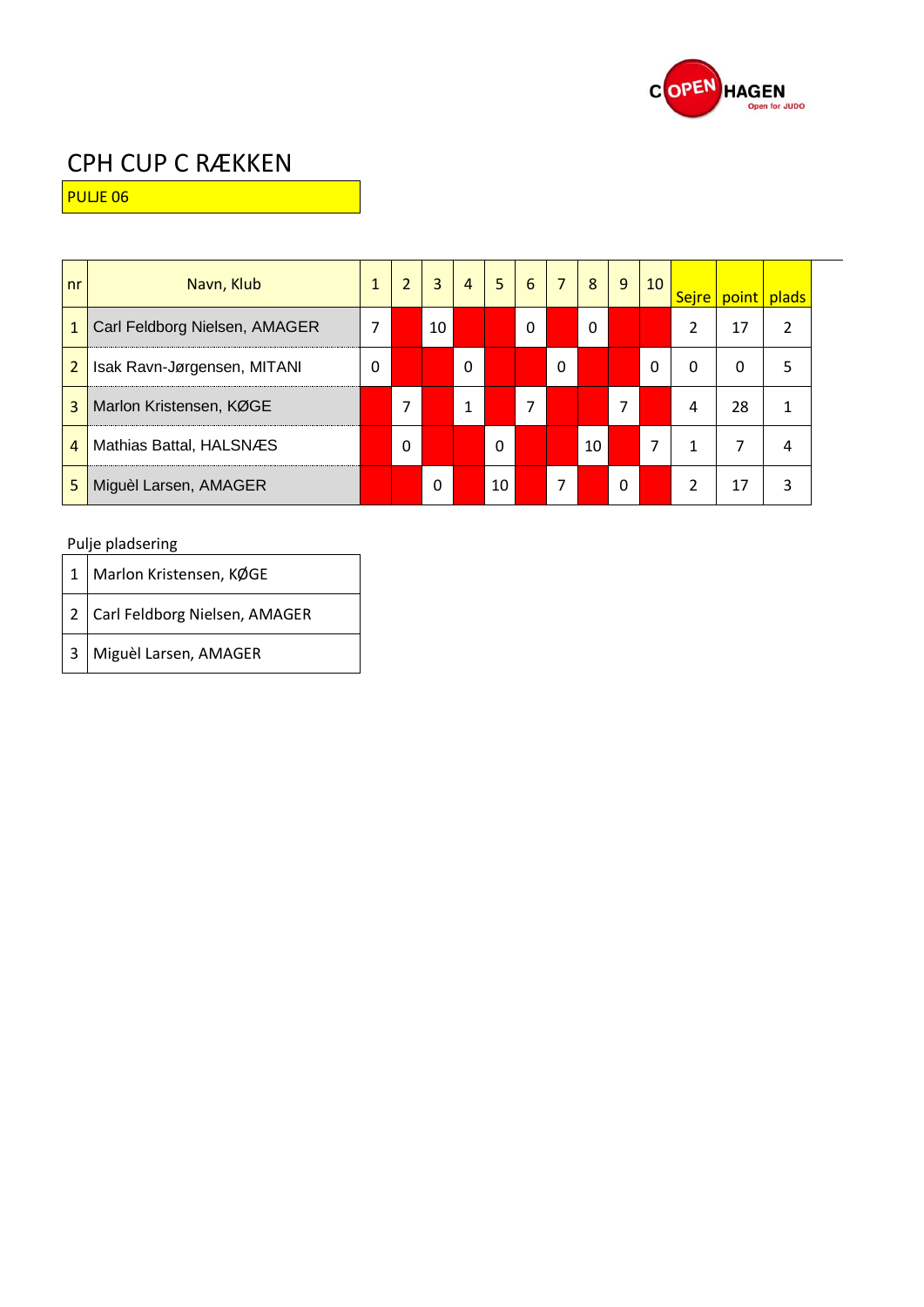# CPH CUP C RÆKKEN

PULJE 06

| nr | Navn, Klub | 1 | 2 | 3 | 4 | 5 | 6 | 7 | 8 | 9 | 10 | Sejre | point | plads |
|---|---|---|---|---|---|---|---|---|---|---|---|---|---|---|
| 1 | Carl Feldborg Nielsen, AMAGER | 7 | | 10 | | | 0 | | 0 | | | 2 | 17 | 2 |
| 2 | Isak Ravn-Jørgensen, MITANI | 0 | | | 0 | | | 0 | | | 0 | 0 | 0 | 5 |
| 3 | Marlon Kristensen, KØGE | | 7 | | 1 | | 7 | | | 7 | | 4 | 28 | 1 |
| 4 | Mathias Battal, HALSNÆS | | 0 | | | 0 | | | 10 | | 7 | 1 | 7 | 4 |
| 5 | Miguèl Larsen, AMAGER | | | 0 | | 10 | | 7 | | 0 | | 2 | 17 | 3 |

Pulje pladsering

| | |
|---|---|
| 1 | Marlon Kristensen, KØGE |
| 2 | Carl Feldborg Nielsen, AMAGER |
| 3 | Miguèl Larsen, AMAGER |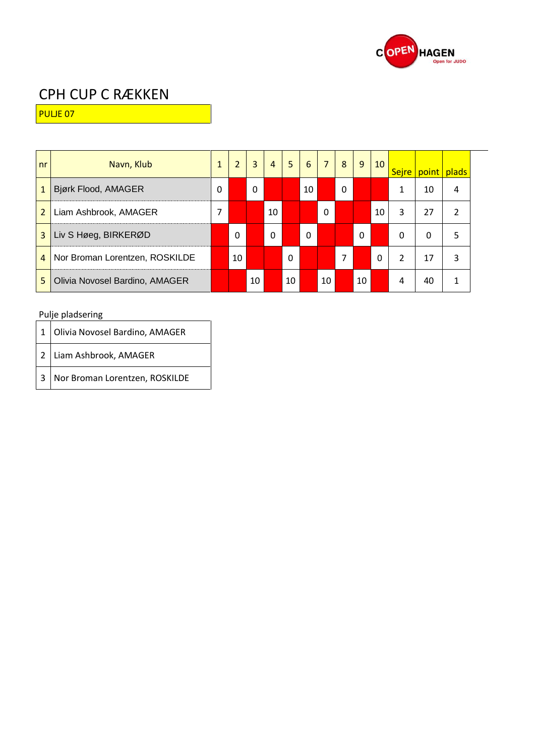# CPH CUP C RÆKKEN

PULJE 07

| nr | Navn, Klub | 1 | 2 | 3 | 4 | 5 | 6 | 7 | 8 | 9 | 10 | Sejre | point | plads |
|---|---|---|---|---|---|---|---|---|---|---|---|---|---|---|
| 1 | Bjørk Flood, AMAGER | 0 | | 0 | | | 10 | | 0 | | | 1 | 10 | 4 |
| 2 | Liam Ashbrook, AMAGER | 7 | | | 10 | | | 0 | | | 10 | 3 | 27 | 2 |
| 3 | Liv S Høeg, BIRKERØD | | 0 | | 0 | | 0 | | | 0 | | 0 | 0 | 5 |
| 4 | Nor Broman Lorentzen, ROSKILDE | | 10 | | | 0 | | | 7 | | 0 | 2 | 17 | 3 |
| 5 | Olivia Novosel Bardino, AMAGER | | | 10 | | 10 | | 10 | | 10 | | 4 | 40 | 1 |

Pulje pladsering

| | |
|---|---|
| 1 | Olivia Novosel Bardino, AMAGER |
| 2 | Liam Ashbrook, AMAGER |
| 3 | Nor Broman Lorentzen, ROSKILDE |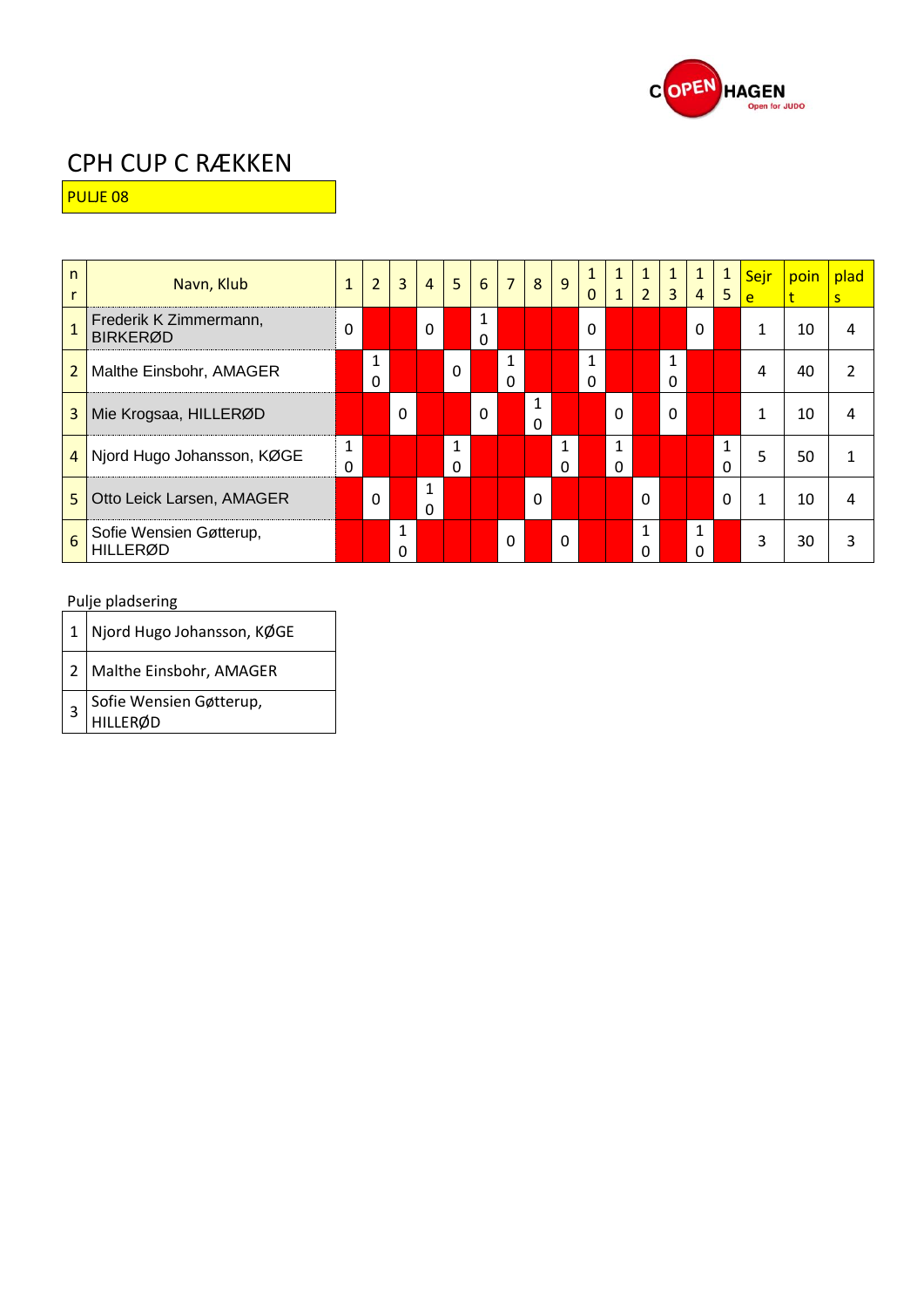# CPH CUP C RÆKKEN

PULJE 08

| nr | Navn, Klub | 1 | 2 | 3 | 4 | 5 | 6 | 7 | 8 | 9 | 10 | 11 | 12 | 13 | 14 | 15 | Sejre | point | plads |
|---|---|---|---|---|---|---|---|---|---|---|---|---|---|---|---|---|---|---|---|
| 1 | Frederik K Zimmermann, BIRKERØD | 0 | | | 0 | | 10 | | | | 0 | | | | 0 | | 1 | 10 | 4 |
| 2 | Malthe Einsbohr, AMAGER | | 10 | | | 0 | | 10 | | | 10 | | | 10 | | | 4 | 40 | 2 |
| 3 | Mie Krogsaa, HILLERØD | | | 0 | | | 0 | | 10 | | | 0 | | 0 | | | 1 | 10 | 4 |
| 4 | Njord Hugo Johansson, KØGE | 10 | | | | 10 | | | | 10 | | 10 | | | | 10 | 5 | 50 | 1 |
| 5 | Otto Leick Larsen, AMAGER | | 0 | | 10 | | | | 0 | | | | 0 | | | 0 | 1 | 10 | 4 |
| 6 | Sofie Wensien Gøtterup, HILLERØD | | | 10 | | | | 0 | | 0 | | | 10 | | 10 | | 3 | 30 | 3 |

Pulje pladsering

| | |
|---|---|
| 1 | Njord Hugo Johansson, KØGE |
| 2 | Malthe Einsbohr, AMAGER |
| 3 | Sofie Wensien Gøtterup, HILLERØD |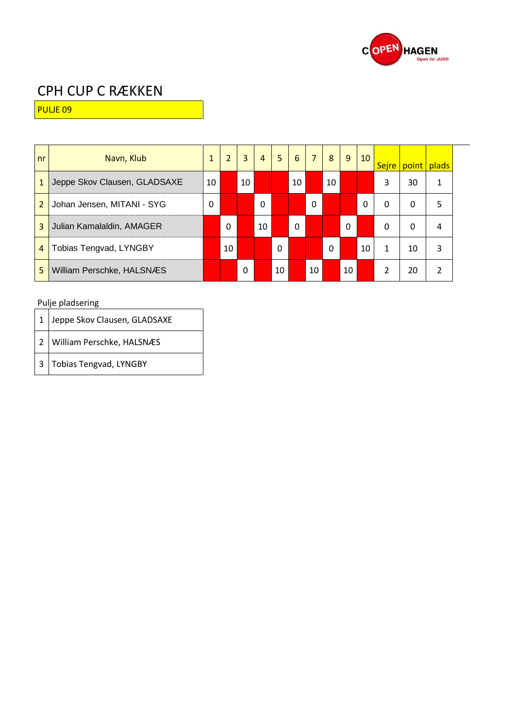# CPH CUP C RÆKKEN

PULJE 09

| nr | Navn, Klub | 1 | 2 | 3 | 4 | 5 | 6 | 7 | 8 | 9 | 10 | Sejre | point | plads |
|---|---|---|---|---|---|---|---|---|---|---|---|---|---|---|
| 1 | Jeppe Skov Clausen, GLADSAXE | 10 | | 10 | | | 10 | | 10 | | | 3 | 30 | 1 |
| 2 | Johan Jensen, MITANI - SYG | 0 | | | 0 | | | 0 | | | 0 | 0 | 0 | 5 |
| 3 | Julian Kamalaldin, AMAGER | | 0 | | 10 | | 0 | | | 0 | | 0 | 0 | 4 |
| 4 | Tobias Tengvad, LYNGBY | | 10 | | | 0 | | | 0 | | 10 | 1 | 10 | 3 |
| 5 | William Perschke, HALSNÆS | | | 0 | | 10 | | 10 | | 10 | | 2 | 20 | 2 |

Pulje pladsering

| | |
|---|---|
| 1 | Jeppe Skov Clausen, GLADSAXE |
| 2 | William Perschke, HALSNÆS |
| 3 | Tobias Tengvad, LYNGBY |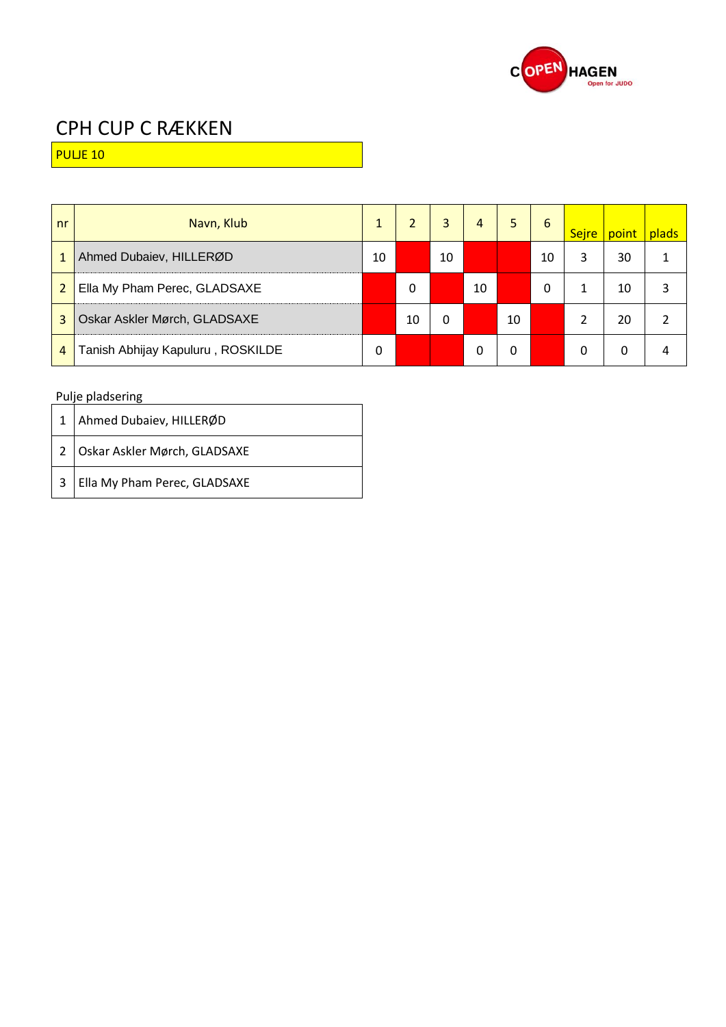# CPH CUP C RÆKKEN

PULJE 10

| nr | Navn, Klub | 1 | 2 | 3 | 4 | 5 | 6 | Sejre | point | plads |
|---|---|---|---|---|---|---|---|---|---|---|
| 1 | Ahmed Dubaiev, HILLERØD | 10 | | 10 | | | 10 | 3 | 30 | 1 |
| 2 | Ella My Pham Perec, GLADSAXE | | 0 | | 10 | | 0 | 1 | 10 | 3 |
| 3 | Oskar Askler Mørch, GLADSAXE | | 10 | 0 | | 10 | | 2 | 20 | 2 |
| 4 | Tanish Abhijay Kapuluru , ROSKILDE | 0 | | | 0 | 0 | | 0 | 0 | 4 |

Pulje pladsering

| | |
|---|---|
| 1 | Ahmed Dubaiev, HILLERØD |
| 2 | Oskar Askler Mørch, GLADSAXE |
| 3 | Ella My Pham Perec, GLADSAXE |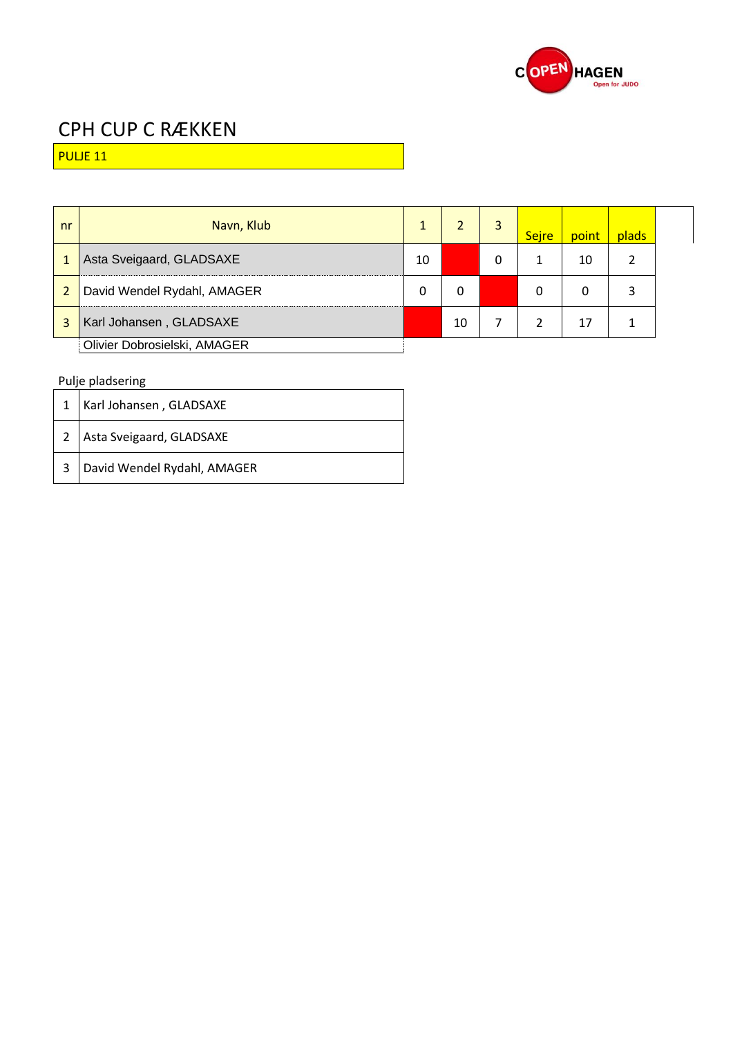# CPH CUP C RÆKKEN

PULJE 11

| nr | Navn, Klub | 1 | 2 | 3 | Sejre | point | plads |
|---|---|---|---|---|---|---|---|
| 1 | Asta Sveigaard, GLADSAXE | 10 | | 0 | 1 | 10 | 2 |
| 2 | David Wendel Rydahl, AMAGER | 0 | 0 | | 0 | 0 | 3 |
| 3 | Karl Johansen , GLADSAXE | | 10 | 7 | 2 | 17 | 1 |
| | Olivier Dobrosielski, AMAGER | | | | | | |

Pulje pladsering

| | |
|---|---|
| 1 | Karl Johansen , GLADSAXE |
| 2 | Asta Sveigaard, GLADSAXE |
| 3 | David Wendel Rydahl, AMAGER |